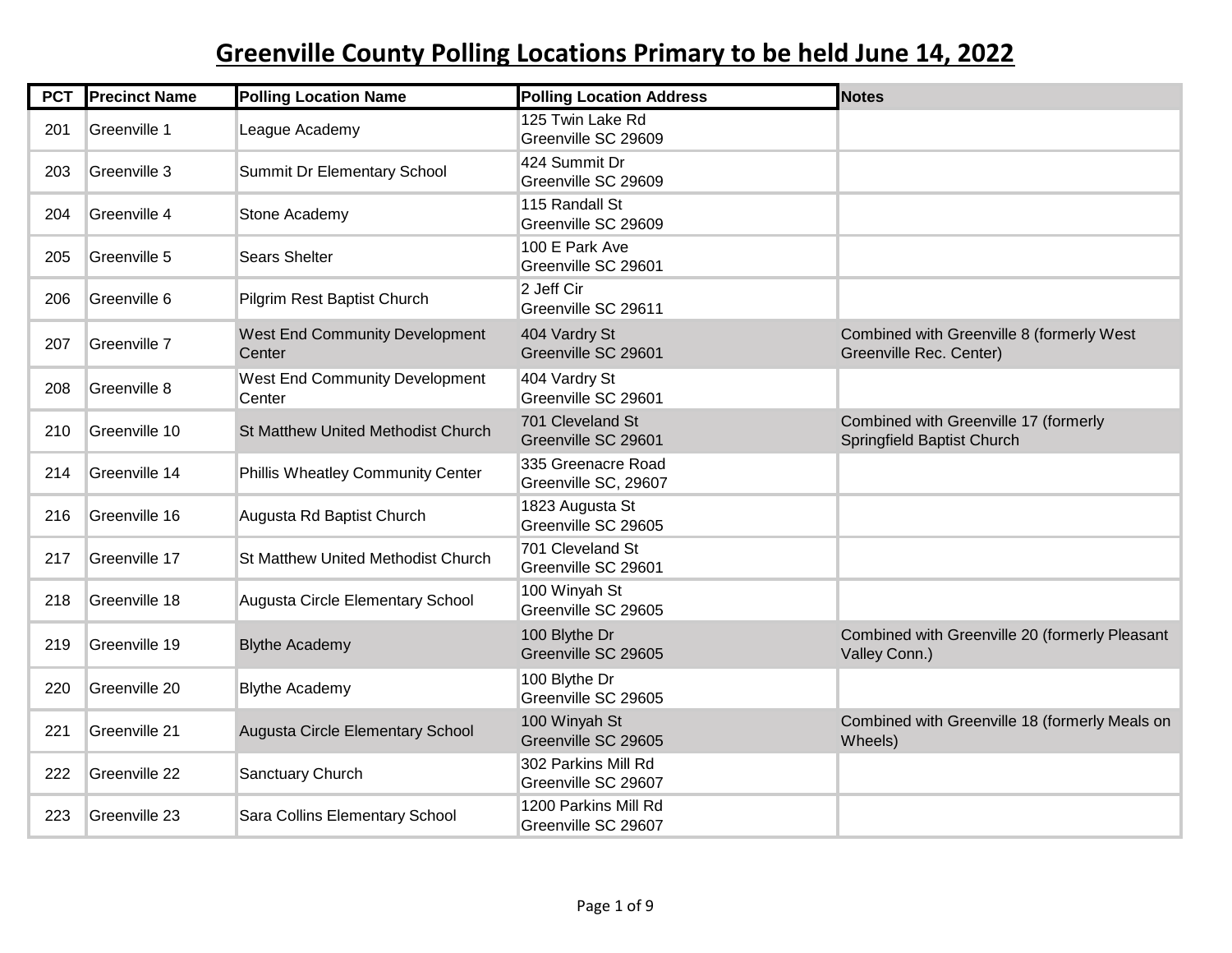# Greenville County Polling Locations Primary to be held June 14, 2022

| PCT | Precinct Name | Polling Location Name | Polling Location Address | Notes |
|---|---|---|---|---|
| 201 | Greenville 1 | League Academy | 125 Twin Lake Rd<br>Greenville SC 29609 | |
| 203 | Greenville 3 | Summit Dr Elementary School | 424 Summit Dr<br>Greenville SC 29609 | |
| 204 | Greenville 4 | Stone Academy | 115 Randall St<br>Greenville SC 29609 | |
| 205 | Greenville 5 | Sears Shelter | 100 E Park Ave<br>Greenville SC 29601 | |
| 206 | Greenville 6 | Pilgrim Rest Baptist Church | 2 Jeff Cir<br>Greenville SC 29611 | |
| 207 | Greenville 7 | West End Community Development Center | 404 Vardry St<br>Greenville SC 29601 | Combined with Greenville 8 (formerly West Greenville Rec. Center) |
| 208 | Greenville 8 | West End Community Development Center | 404 Vardry St<br>Greenville SC 29601 | |
| 210 | Greenville 10 | St Matthew United Methodist Church | 701 Cleveland St<br>Greenville SC 29601 | Combined with Greenville 17 (formerly Springfield Baptist Church |
| 214 | Greenville 14 | Phillis Wheatley Community Center | 335 Greenacre Road<br>Greenville SC, 29607 | |
| 216 | Greenville 16 | Augusta Rd Baptist Church | 1823 Augusta St<br>Greenville SC 29605 | |
| 217 | Greenville 17 | St Matthew United Methodist Church | 701 Cleveland St<br>Greenville SC 29601 | |
| 218 | Greenville 18 | Augusta Circle Elementary School | 100 Winyah St<br>Greenville SC 29605 | |
| 219 | Greenville 19 | Blythe Academy | 100 Blythe Dr<br>Greenville SC 29605 | Combined with Greenville 20 (formerly Pleasant Valley Conn.) |
| 220 | Greenville 20 | Blythe Academy | 100 Blythe Dr<br>Greenville SC 29605 | |
| 221 | Greenville 21 | Augusta Circle Elementary School | 100 Winyah St<br>Greenville SC 29605 | Combined with Greenville 18 (formerly Meals on Wheels) |
| 222 | Greenville 22 | Sanctuary Church | 302 Parkins Mill Rd<br>Greenville SC 29607 | |
| 223 | Greenville 23 | Sara Collins Elementary School | 1200 Parkins Mill Rd<br>Greenville SC 29607 | |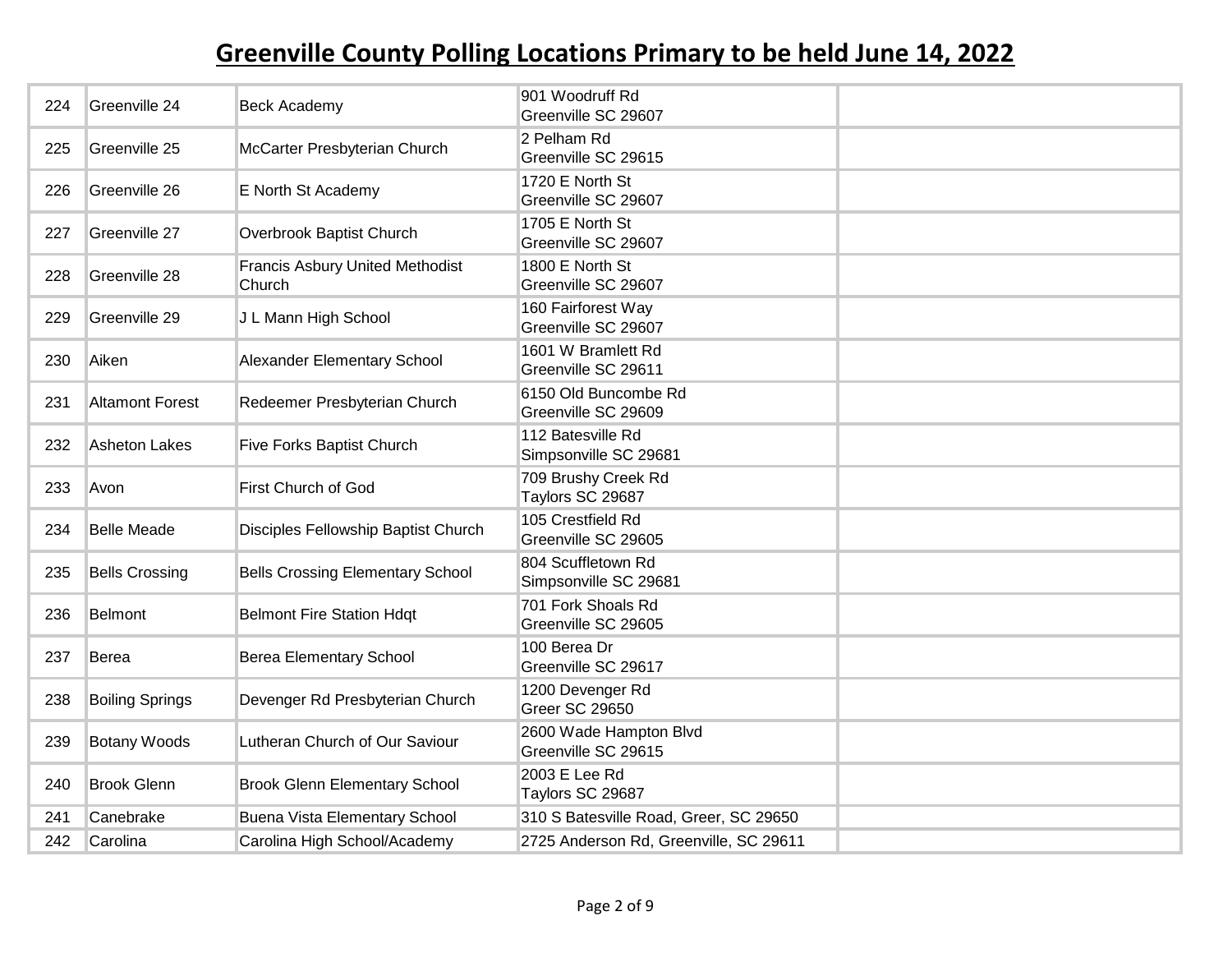# Greenville County Polling Locations Primary to be held June 14, 2022

| | | | | |
|---|---|---|---|---|
| 224 | Greenville 24 | Beck Academy | 901 Woodruff Rd<br>Greenville SC 29607 | |
| 225 | Greenville 25 | McCarter Presbyterian Church | 2 Pelham Rd<br>Greenville SC 29615 | |
| 226 | Greenville 26 | E North St Academy | 1720 E North St<br>Greenville SC 29607 | |
| 227 | Greenville 27 | Overbrook Baptist Church | 1705 E North St<br>Greenville SC 29607 | |
| 228 | Greenville 28 | Francis Asbury United Methodist Church | 1800 E North St<br>Greenville SC 29607 | |
| 229 | Greenville 29 | J L Mann High School | 160 Fairforest Way<br>Greenville SC 29607 | |
| 230 | Aiken | Alexander Elementary School | 1601 W Bramlett Rd<br>Greenville SC 29611 | |
| 231 | Altamont Forest | Redeemer Presbyterian Church | 6150 Old Buncombe Rd<br>Greenville SC 29609 | |
| 232 | Asheton Lakes | Five Forks Baptist Church | 112 Batesville Rd<br>Simpsonville SC 29681 | |
| 233 | Avon | First Church of God | 709 Brushy Creek Rd<br>Taylors SC 29687 | |
| 234 | Belle Meade | Disciples Fellowship Baptist Church | 105 Crestfield Rd<br>Greenville SC 29605 | |
| 235 | Bells Crossing | Bells Crossing Elementary School | 804 Scuffletown Rd<br>Simpsonville SC 29681 | |
| 236 | Belmont | Belmont Fire Station Hdqt | 701 Fork Shoals Rd<br>Greenville SC 29605 | |
| 237 | Berea | Berea Elementary School | 100 Berea Dr<br>Greenville SC 29617 | |
| 238 | Boiling Springs | Devenger Rd Presbyterian Church | 1200 Devenger Rd<br>Greer SC 29650 | |
| 239 | Botany Woods | Lutheran Church of Our Saviour | 2600 Wade Hampton Blvd<br>Greenville SC 29615 | |
| 240 | Brook Glenn | Brook Glenn Elementary School | 2003 E Lee Rd<br>Taylors SC 29687 | |
| 241 | Canebrake | Buena Vista Elementary School | 310 S Batesville Road, Greer, SC 29650 | |
| 242 | Carolina | Carolina High School/Academy | 2725 Anderson Rd, Greenville, SC 29611 | |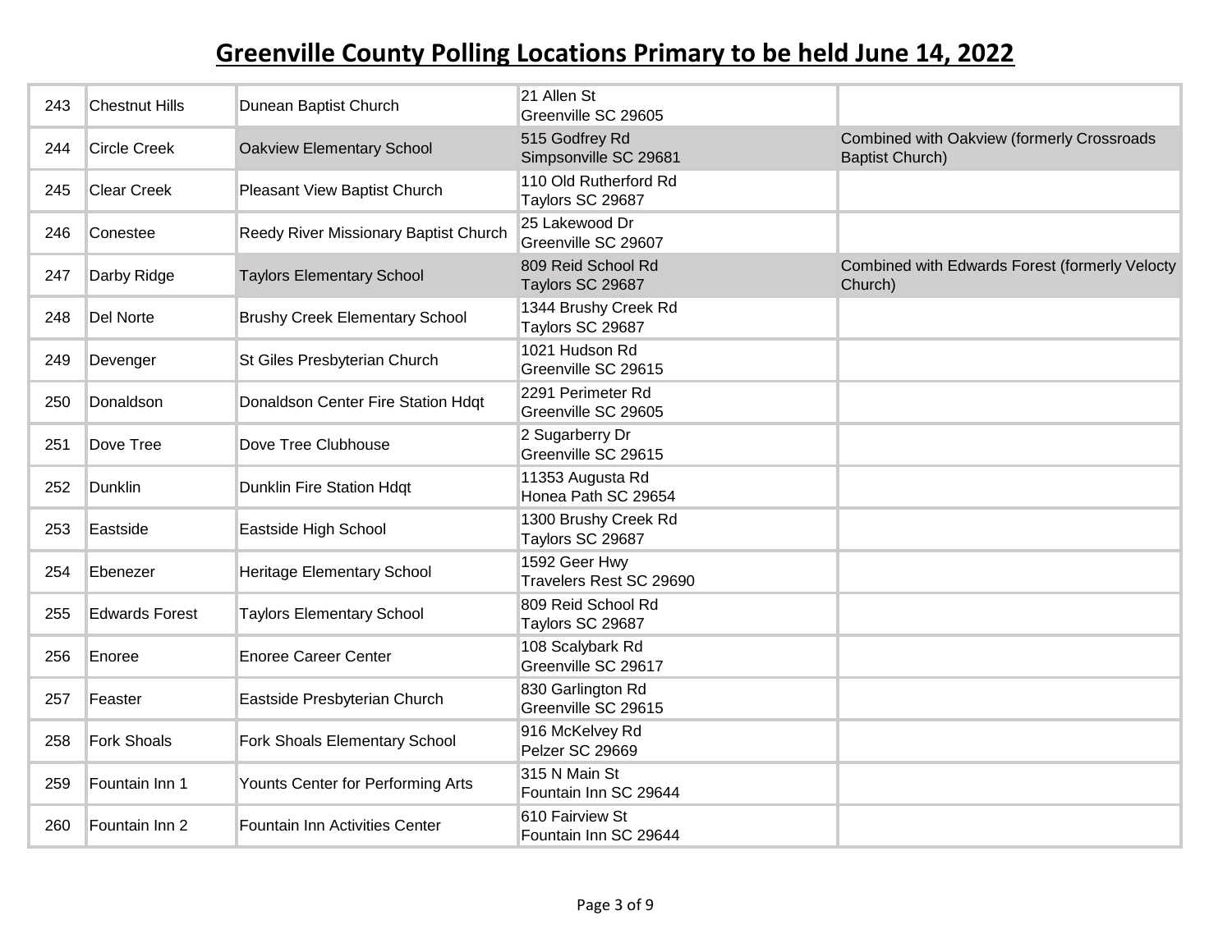# Greenville County Polling Locations Primary to be held June 14, 2022

| | | | | |
|---|---|---|---|---|
| 243 | Chestnut Hills | Dunean Baptist Church | 21 Allen St<br>Greenville SC 29605 | |
| 244 | Circle Creek | Oakview Elementary School | 515 Godfrey Rd<br>Simpsonville SC 29681 | Combined with Oakview (formerly Crossroads Baptist Church) |
| 245 | Clear Creek | Pleasant View Baptist Church | 110 Old Rutherford Rd<br>Taylors SC 29687 | |
| 246 | Conestee | Reedy River Missionary Baptist Church | 25 Lakewood Dr<br>Greenville SC 29607 | |
| 247 | Darby Ridge | Taylors Elementary School | 809 Reid School Rd<br>Taylors SC 29687 | Combined with Edwards Forest (formerly Velocty Church) |
| 248 | Del Norte | Brushy Creek Elementary School | 1344 Brushy Creek Rd<br>Taylors SC 29687 | |
| 249 | Devenger | St Giles Presbyterian Church | 1021 Hudson Rd<br>Greenville SC 29615 | |
| 250 | Donaldson | Donaldson Center Fire Station Hdqt | 2291 Perimeter Rd<br>Greenville SC 29605 | |
| 251 | Dove Tree | Dove Tree Clubhouse | 2 Sugarberry Dr<br>Greenville SC 29615 | |
| 252 | Dunklin | Dunklin Fire Station Hdqt | 11353 Augusta Rd<br>Honea Path SC 29654 | |
| 253 | Eastside | Eastside High School | 1300 Brushy Creek Rd<br>Taylors SC 29687 | |
| 254 | Ebenezer | Heritage Elementary School | 1592 Geer Hwy<br>Travelers Rest SC 29690 | |
| 255 | Edwards Forest | Taylors Elementary School | 809 Reid School Rd<br>Taylors SC 29687 | |
| 256 | Enoree | Enoree Career Center | 108 Scalybark Rd<br>Greenville SC 29617 | |
| 257 | Feaster | Eastside Presbyterian Church | 830 Garlington Rd<br>Greenville SC 29615 | |
| 258 | Fork Shoals | Fork Shoals Elementary School | 916 McKelvey Rd<br>Pelzer SC 29669 | |
| 259 | Fountain Inn 1 | Younts Center for Performing Arts | 315 N Main St<br>Fountain Inn SC 29644 | |
| 260 | Fountain Inn 2 | Fountain Inn Activities Center | 610 Fairview St<br>Fountain Inn SC 29644 | |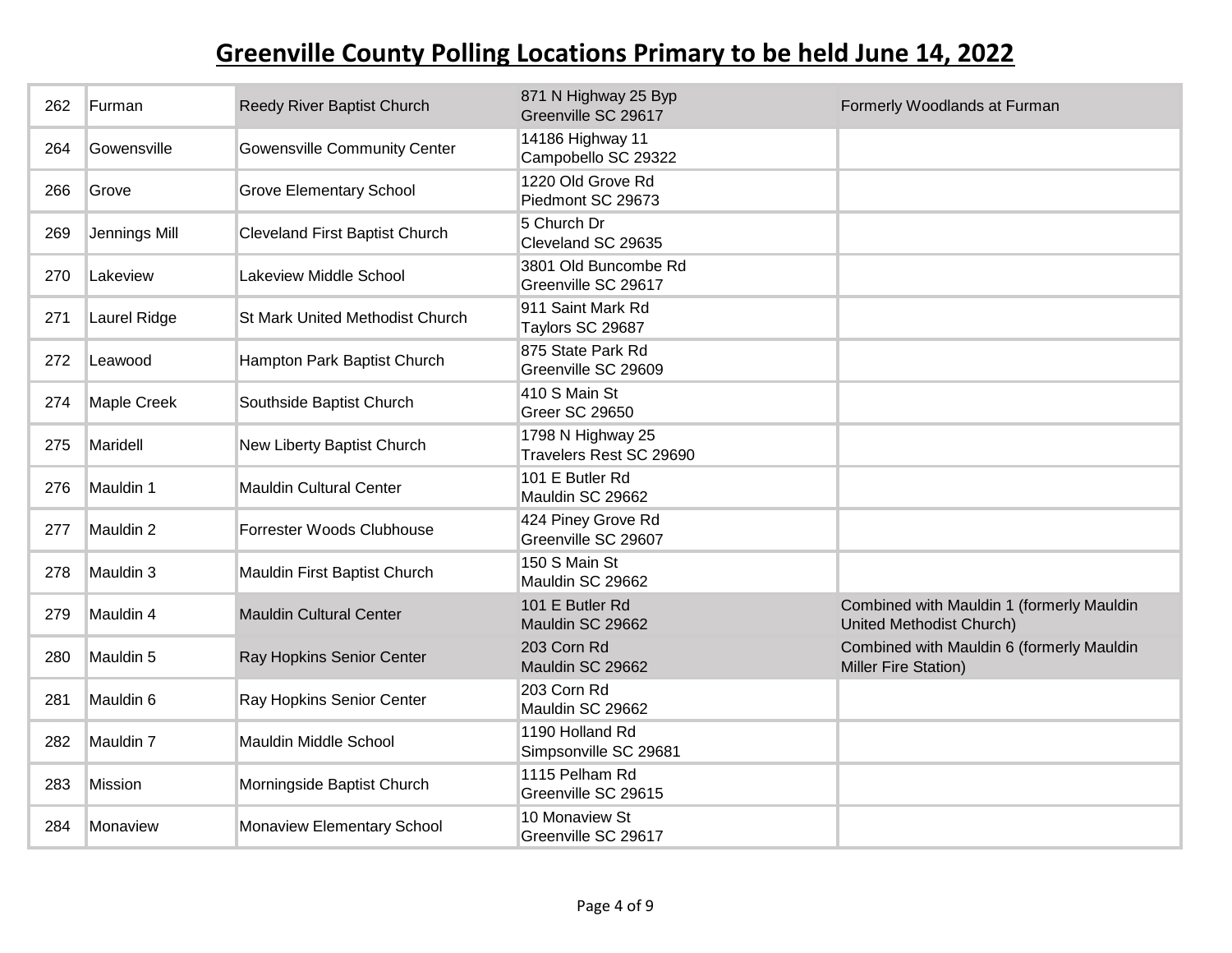# Greenville County Polling Locations Primary to be held June 14, 2022

| | | | | |
|---|---|---|---|---|
| 262 | Furman | Reedy River Baptist Church | 871 N Highway 25 Byp<br>Greenville SC 29617 | Formerly Woodlands at Furman |
| 264 | Gowensville | Gowensville Community Center | 14186 Highway 11<br>Campobello SC 29322 | |
| 266 | Grove | Grove Elementary School | 1220 Old Grove Rd<br>Piedmont SC 29673 | |
| 269 | Jennings Mill | Cleveland First Baptist Church | 5 Church Dr<br>Cleveland SC 29635 | |
| 270 | Lakeview | Lakeview Middle School | 3801 Old Buncombe Rd<br>Greenville SC 29617 | |
| 271 | Laurel Ridge | St Mark United Methodist Church | 911 Saint Mark Rd<br>Taylors SC 29687 | |
| 272 | Leawood | Hampton Park Baptist Church | 875 State Park Rd<br>Greenville SC 29609 | |
| 274 | Maple Creek | Southside Baptist Church | 410 S Main St<br>Greer SC 29650 | |
| 275 | Maridell | New Liberty Baptist Church | 1798 N Highway 25<br>Travelers Rest SC 29690 | |
| 276 | Mauldin 1 | Mauldin Cultural Center | 101 E Butler Rd<br>Mauldin SC 29662 | |
| 277 | Mauldin 2 | Forrester Woods Clubhouse | 424 Piney Grove Rd<br>Greenville SC 29607 | |
| 278 | Mauldin 3 | Mauldin First Baptist Church | 150 S Main St<br>Mauldin SC 29662 | |
| 279 | Mauldin 4 | Mauldin Cultural Center | 101 E Butler Rd<br>Mauldin SC 29662 | Combined with Mauldin 1 (formerly Mauldin United Methodist Church) |
| 280 | Mauldin 5 | Ray Hopkins Senior Center | 203 Corn Rd<br>Mauldin SC 29662 | Combined with Mauldin 6 (formerly Mauldin Miller Fire Station) |
| 281 | Mauldin 6 | Ray Hopkins Senior Center | 203 Corn Rd<br>Mauldin SC 29662 | |
| 282 | Mauldin 7 | Mauldin Middle School | 1190 Holland Rd<br>Simpsonville SC 29681 | |
| 283 | Mission | Morningside Baptist Church | 1115 Pelham Rd<br>Greenville SC 29615 | |
| 284 | Monaview | Monaview Elementary School | 10 Monaview St<br>Greenville SC 29617 | |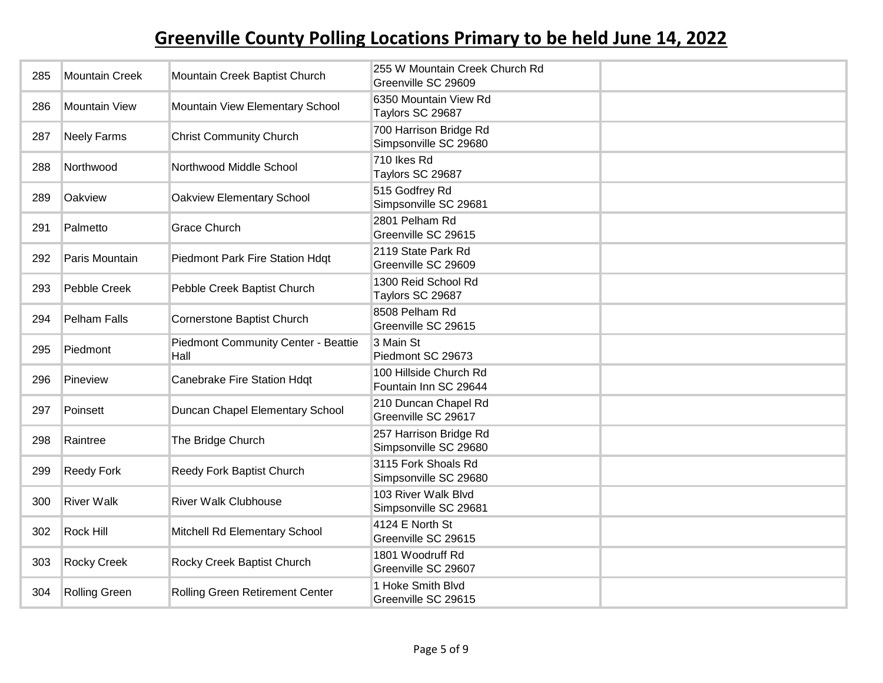# Greenville County Polling Locations Primary to be held June 14, 2022

| | | | | |
|---|---|---|---|---|
| 285 | Mountain Creek | Mountain Creek Baptist Church | 255 W Mountain Creek Church Rd<br>Greenville SC 29609 | |
| 286 | Mountain View | Mountain View Elementary School | 6350 Mountain View Rd<br>Taylors SC 29687 | |
| 287 | Neely Farms | Christ Community Church | 700 Harrison Bridge Rd<br>Simpsonville SC 29680 | |
| 288 | Northwood | Northwood Middle School | 710 Ikes Rd<br>Taylors SC 29687 | |
| 289 | Oakview | Oakview Elementary School | 515 Godfrey Rd<br>Simpsonville SC 29681 | |
| 291 | Palmetto | Grace Church | 2801 Pelham Rd<br>Greenville SC 29615 | |
| 292 | Paris Mountain | Piedmont Park Fire Station Hdqt | 2119 State Park Rd<br>Greenville SC 29609 | |
| 293 | Pebble Creek | Pebble Creek Baptist Church | 1300 Reid School Rd<br>Taylors SC 29687 | |
| 294 | Pelham Falls | Cornerstone Baptist Church | 8508 Pelham Rd<br>Greenville SC 29615 | |
| 295 | Piedmont | Piedmont Community Center - Beattie Hall | 3 Main St<br>Piedmont SC 29673 | |
| 296 | Pineview | Canebrake Fire Station Hdqt | 100 Hillside Church Rd<br>Fountain Inn SC 29644 | |
| 297 | Poinsett | Duncan Chapel Elementary School | 210 Duncan Chapel Rd<br>Greenville SC 29617 | |
| 298 | Raintree | The Bridge Church | 257 Harrison Bridge Rd<br>Simpsonville SC 29680 | |
| 299 | Reedy Fork | Reedy Fork Baptist Church | 3115 Fork Shoals Rd<br>Simpsonville SC 29680 | |
| 300 | River Walk | River Walk Clubhouse | 103 River Walk Blvd<br>Simpsonville SC 29681 | |
| 302 | Rock Hill | Mitchell Rd Elementary School | 4124 E North St<br>Greenville SC 29615 | |
| 303 | Rocky Creek | Rocky Creek Baptist Church | 1801 Woodruff Rd<br>Greenville SC 29607 | |
| 304 | Rolling Green | Rolling Green Retirement Center | 1 Hoke Smith Blvd<br>Greenville SC 29615 | |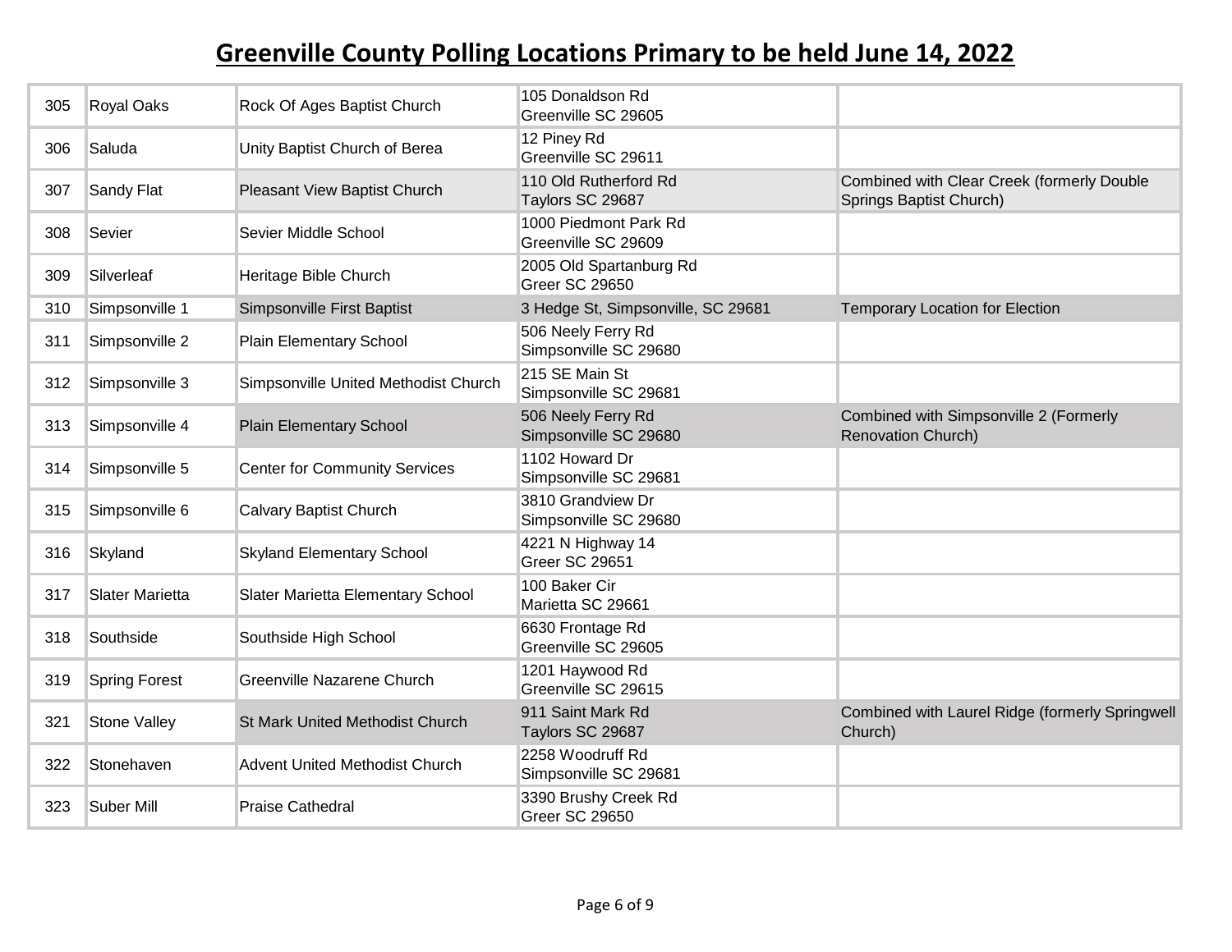# Greenville County Polling Locations Primary to be held June 14, 2022

| | | | | |
|---|---|---|---|---|
| 305 | Royal Oaks | Rock Of Ages Baptist Church | 105 Donaldson Rd Greenville SC 29605 | |
| 306 | Saluda | Unity Baptist Church of Berea | 12 Piney Rd Greenville SC 29611 | |
| 307 | Sandy Flat | Pleasant View Baptist Church | 110 Old Rutherford Rd Taylors SC 29687 | Combined with Clear Creek (formerly Double Springs Baptist Church) |
| 308 | Sevier | Sevier Middle School | 1000 Piedmont Park Rd Greenville SC 29609 | |
| 309 | Silverleaf | Heritage Bible Church | 2005 Old Spartanburg Rd Greer SC 29650 | |
| 310 | Simpsonville 1 | Simpsonville First Baptist | 3 Hedge St, Simpsonville, SC 29681 | Temporary Location for Election |
| 311 | Simpsonville 2 | Plain Elementary School | 506 Neely Ferry Rd Simpsonville SC 29680 | |
| 312 | Simpsonville 3 | Simpsonville United Methodist Church | 215 SE Main St Simpsonville SC 29681 | |
| 313 | Simpsonville 4 | Plain Elementary School | 506 Neely Ferry Rd Simpsonville SC 29680 | Combined with Simpsonville 2 (Formerly Renovation Church) |
| 314 | Simpsonville 5 | Center for Community Services | 1102 Howard Dr Simpsonville SC 29681 | |
| 315 | Simpsonville 6 | Calvary Baptist Church | 3810 Grandview Dr Simpsonville SC 29680 | |
| 316 | Skyland | Skyland Elementary School | 4221 N Highway 14 Greer SC 29651 | |
| 317 | Slater Marietta | Slater Marietta Elementary School | 100 Baker Cir Marietta SC 29661 | |
| 318 | Southside | Southside High School | 6630 Frontage Rd Greenville SC 29605 | |
| 319 | Spring Forest | Greenville Nazarene Church | 1201 Haywood Rd Greenville SC 29615 | |
| 321 | Stone Valley | St Mark United Methodist Church | 911 Saint Mark Rd Taylors SC 29687 | Combined with Laurel Ridge (formerly Springwell Church) |
| 322 | Stonehaven | Advent United Methodist Church | 2258 Woodruff Rd Simpsonville SC 29681 | |
| 323 | Suber Mill | Praise Cathedral | 3390 Brushy Creek Rd Greer SC 29650 | |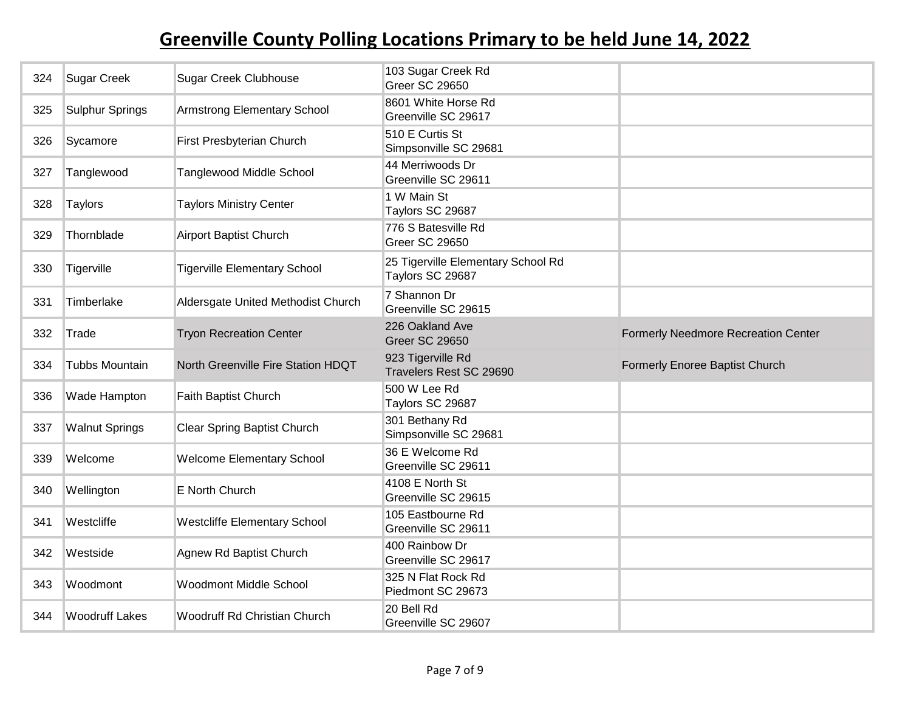## Greenville County Polling Locations Primary to be held June 14, 2022

| | | | | |
|---|---|---|---|---|
| 324 | Sugar Creek | Sugar Creek Clubhouse | 103 Sugar Creek Rd<br>Greer SC 29650 | |
| 325 | Sulphur Springs | Armstrong Elementary School | 8601 White Horse Rd<br>Greenville SC 29617 | |
| 326 | Sycamore | First Presbyterian Church | 510 E Curtis St<br>Simpsonville SC 29681 | |
| 327 | Tanglewood | Tanglewood Middle School | 44 Merriwoods Dr<br>Greenville SC 29611 | |
| 328 | Taylors | Taylors Ministry Center | 1 W Main St<br>Taylors SC 29687 | |
| 329 | Thornblade | Airport Baptist Church | 776 S Batesville Rd<br>Greer SC 29650 | |
| 330 | Tigerville | Tigerville Elementary School | 25 Tigerville Elementary School Rd<br>Taylors SC 29687 | |
| 331 | Timberlake | Aldersgate United Methodist Church | 7 Shannon Dr<br>Greenville SC 29615 | |
| 332 | Trade | Tryon Recreation Center | 226 Oakland Ave<br>Greer SC 29650 | Formerly Needmore Recreation Center |
| 334 | Tubbs Mountain | North Greenville Fire Station HDQT | 923 Tigerville Rd<br>Travelers Rest SC 29690 | Formerly Enoree Baptist Church |
| 336 | Wade Hampton | Faith Baptist Church | 500 W Lee Rd<br>Taylors SC 29687 | |
| 337 | Walnut Springs | Clear Spring Baptist Church | 301 Bethany Rd<br>Simpsonville SC 29681 | |
| 339 | Welcome | Welcome Elementary School | 36 E Welcome Rd<br>Greenville SC 29611 | |
| 340 | Wellington | E North Church | 4108 E North St<br>Greenville SC 29615 | |
| 341 | Westcliffe | Westcliffe Elementary School | 105 Eastbourne Rd<br>Greenville SC 29611 | |
| 342 | Westside | Agnew Rd Baptist Church | 400 Rainbow Dr<br>Greenville SC 29617 | |
| 343 | Woodmont | Woodmont Middle School | 325 N Flat Rock Rd<br>Piedmont SC 29673 | |
| 344 | Woodruff Lakes | Woodruff Rd Christian Church | 20 Bell Rd<br>Greenville SC 29607 | |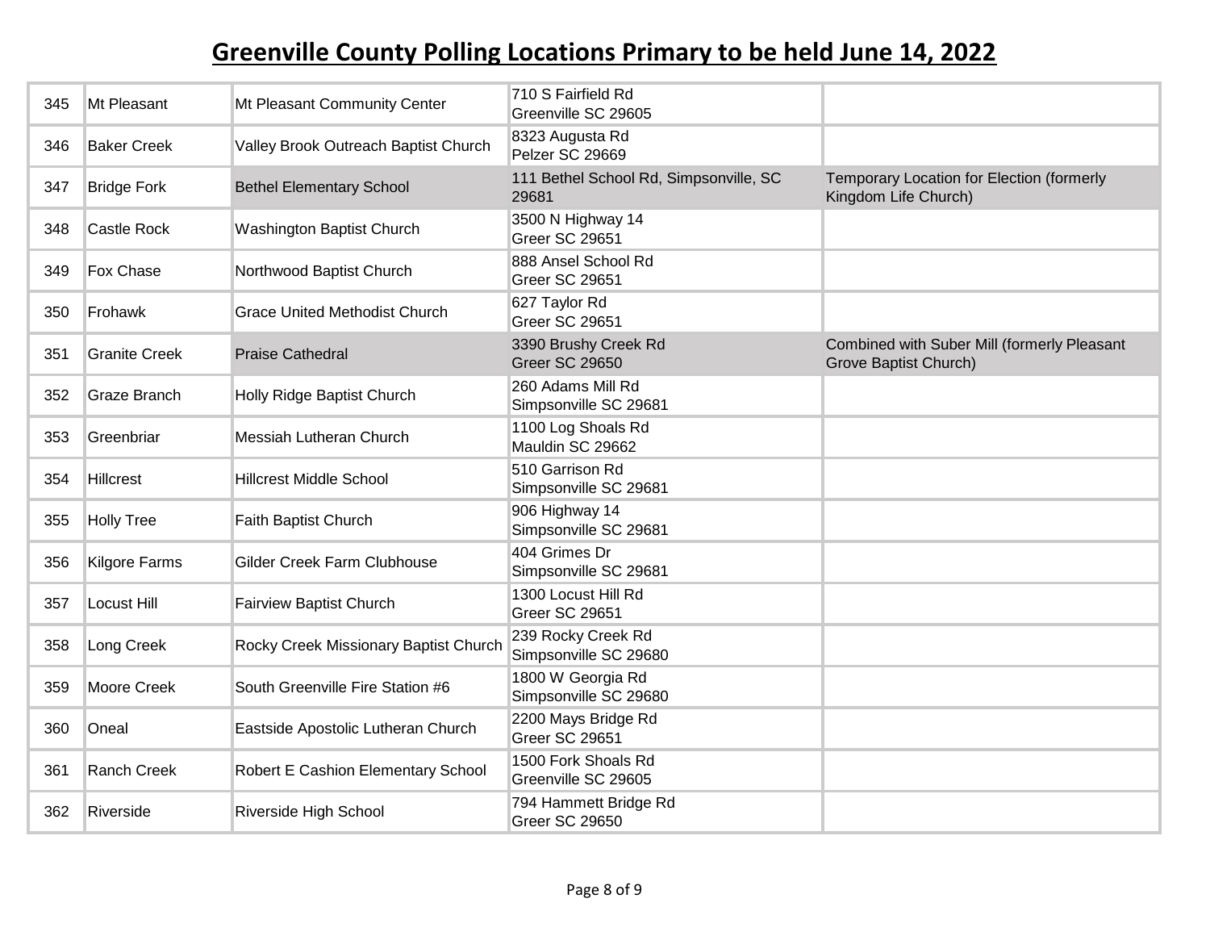# Greenville County Polling Locations Primary to be held June 14, 2022

| | | | | |
|---|---|---|---|---|
| 345 | Mt Pleasant | Mt Pleasant Community Center | 710 S Fairfield Rd<br>Greenville SC 29605 | |
| 346 | Baker Creek | Valley Brook Outreach Baptist Church | 8323 Augusta Rd<br>Pelzer SC 29669 | |
| 347 | Bridge Fork | Bethel Elementary School | 111 Bethel School Rd, Simpsonville, SC 29681 | Temporary Location for Election (formerly Kingdom Life Church) |
| 348 | Castle Rock | Washington Baptist Church | 3500 N Highway 14<br>Greer SC 29651 | |
| 349 | Fox Chase | Northwood Baptist Church | 888 Ansel School Rd<br>Greer SC 29651 | |
| 350 | Frohawk | Grace United Methodist Church | 627 Taylor Rd<br>Greer SC 29651 | |
| 351 | Granite Creek | Praise Cathedral | 3390 Brushy Creek Rd<br>Greer SC 29650 | Combined with Suber Mill (formerly Pleasant Grove Baptist Church) |
| 352 | Graze Branch | Holly Ridge Baptist Church | 260 Adams Mill Rd<br>Simpsonville SC 29681 | |
| 353 | Greenbriar | Messiah Lutheran Church | 1100 Log Shoals Rd<br>Mauldin SC 29662 | |
| 354 | Hillcrest | Hillcrest Middle School | 510 Garrison Rd<br>Simpsonville SC 29681 | |
| 355 | Holly Tree | Faith Baptist Church | 906 Highway 14<br>Simpsonville SC 29681 | |
| 356 | Kilgore Farms | Gilder Creek Farm Clubhouse | 404 Grimes Dr<br>Simpsonville SC 29681 | |
| 357 | Locust Hill | Fairview Baptist Church | 1300 Locust Hill Rd<br>Greer SC 29651 | |
| 358 | Long Creek | Rocky Creek Missionary Baptist Church | 239 Rocky Creek Rd<br>Simpsonville SC 29680 | |
| 359 | Moore Creek | South Greenville Fire Station #6 | 1800 W Georgia Rd<br>Simpsonville SC 29680 | |
| 360 | Oneal | Eastside Apostolic Lutheran Church | 2200 Mays Bridge Rd<br>Greer SC 29651 | |
| 361 | Ranch Creek | Robert E Cashion Elementary School | 1500 Fork Shoals Rd<br>Greenville SC 29605 | |
| 362 | Riverside | Riverside High School | 794 Hammett Bridge Rd<br>Greer SC 29650 | |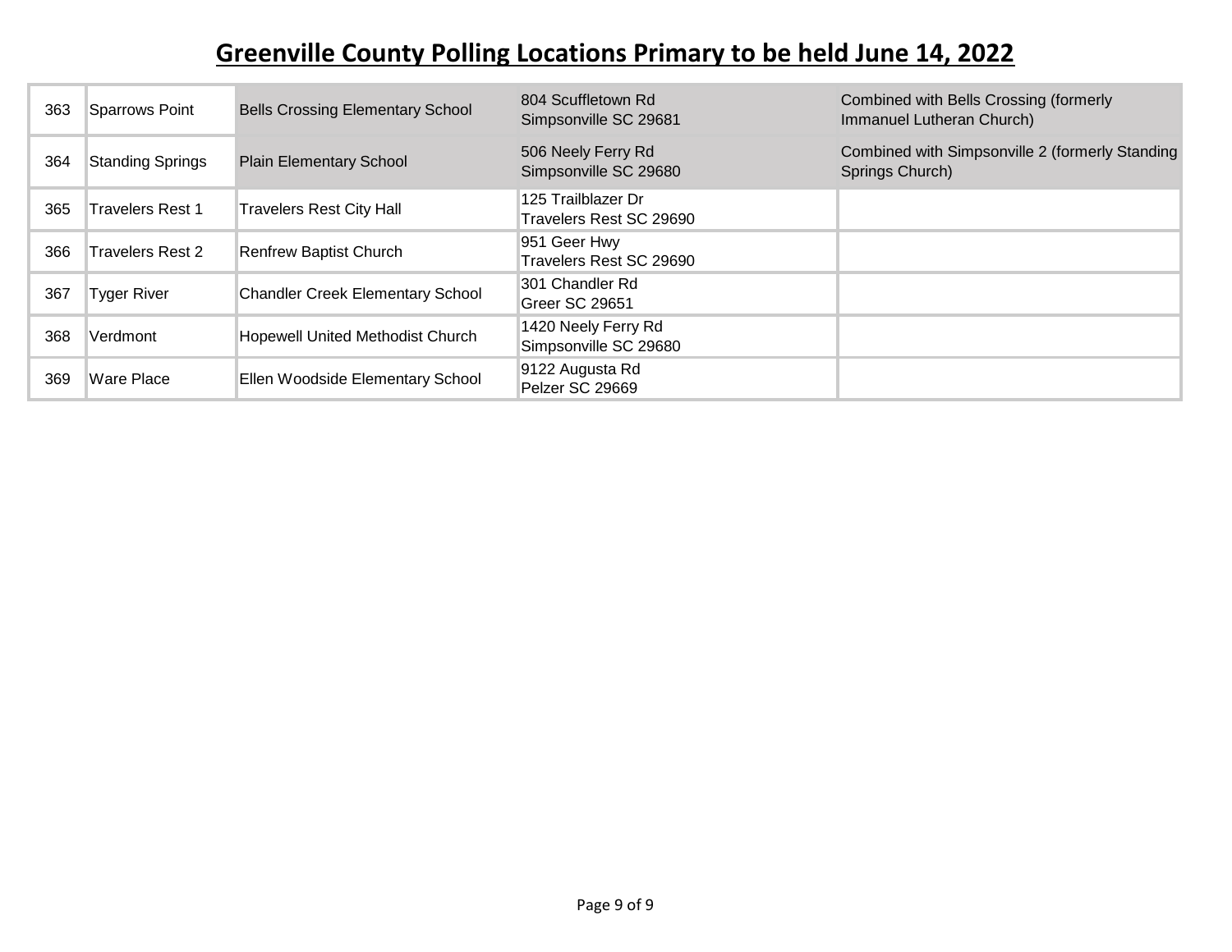# Greenville County Polling Locations Primary to be held June 14, 2022

| | | | | |
|---|---|---|---|---|
| 363 | Sparrows Point | Bells Crossing Elementary School | 804 Scuffletown Rd<br>Simpsonville SC 29681 | Combined with Bells Crossing (formerly Immanuel Lutheran Church) |
| 364 | Standing Springs | Plain Elementary School | 506 Neely Ferry Rd<br>Simpsonville SC 29680 | Combined with Simpsonville 2 (formerly Standing Springs Church) |
| 365 | Travelers Rest 1 | Travelers Rest City Hall | 125 Trailblazer Dr<br>Travelers Rest SC 29690 | |
| 366 | Travelers Rest 2 | Renfrew Baptist Church | 951 Geer Hwy<br>Travelers Rest SC 29690 | |
| 367 | Tyger River | Chandler Creek Elementary School | 301 Chandler Rd<br>Greer SC 29651 | |
| 368 | Verdmont | Hopewell United Methodist Church | 1420 Neely Ferry Rd<br>Simpsonville SC 29680 | |
| 369 | Ware Place | Ellen Woodside Elementary School | 9122 Augusta Rd<br>Pelzer SC 29669 | |